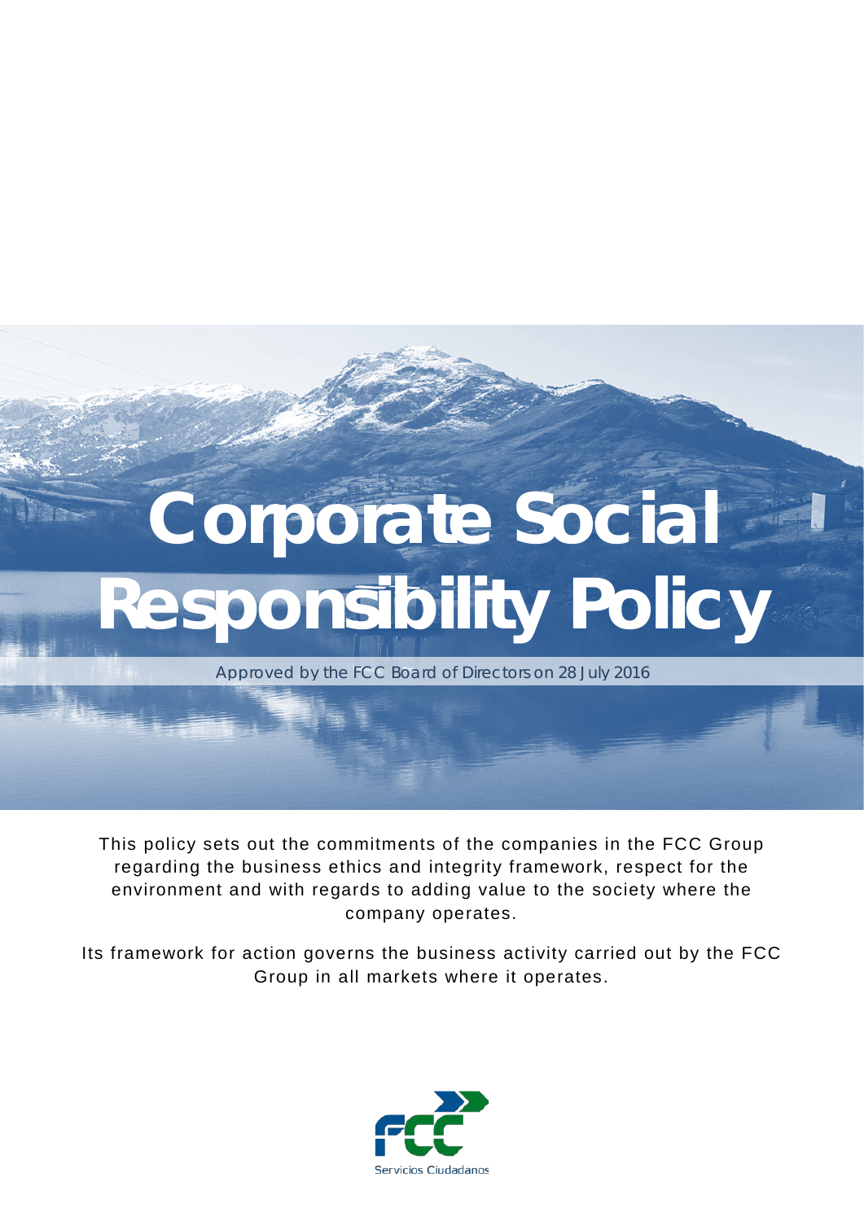# Corporate Social Responsibility Policy

*Approved by the FCC Board of Directors on 28 July 2016*

This policy sets out the commitments of the companies in the FCC Group regarding the business ethics and integrity framework, respect for the environment and with regards to adding value to the society where the company operates.

Its framework for action governs the business activity carried out by the FCC Group in all markets where it operates.

FCC Servicios Ciudadanos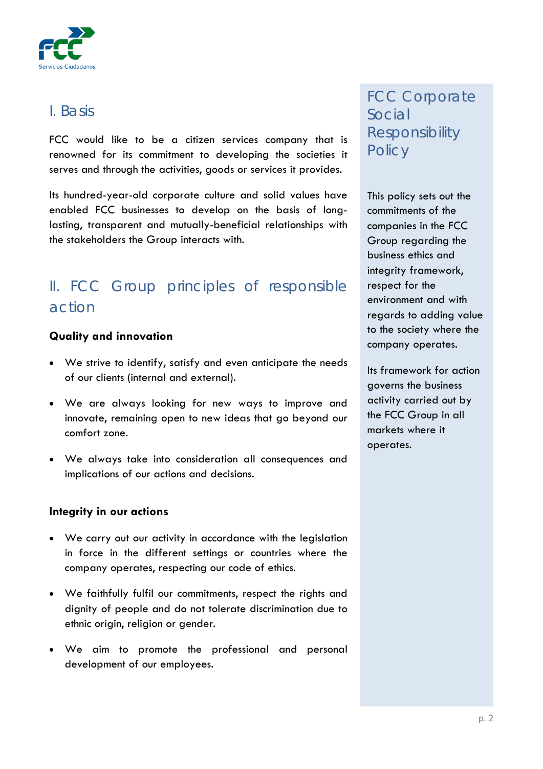# FCC Corporate Social Responsibility Policy

This policy sets out the commitments of the companies in the FCC Group regarding the business ethics and integrity framework, respect for the environment and with regards to adding value to the society where the company operates.

Its framework for action governs the business activity carried out by the FCC Group in all markets where it operates.

## I. Basis

FCC would like to be a citizen services company that is renowned for its commitment to developing the societies it serves and through the activities, goods or services it provides.

Its hundred-year-old corporate culture and solid values have enabled FCC businesses to develop on the basis of long-lasting, transparent and mutually-beneficial relationships with the stakeholders the Group interacts with.

## II. FCC Group principles of responsible action

**Quality and innovation**

- We strive to identify, satisfy and even anticipate the needs of our clients (internal and external).
- We are always looking for new ways to improve and innovate, remaining open to new ideas that go beyond our comfort zone.
- We always take into consideration all consequences and implications of our actions and decisions.

**Integrity in our actions**

- We carry out our activity in accordance with the legislation in force in the different settings or countries where the company operates, respecting our code of ethics.
- We faithfully fulfil our commitments, respect the rights and dignity of people and do not tolerate discrimination due to ethnic origin, religion or gender.
- We aim to promote the professional and personal development of our employees.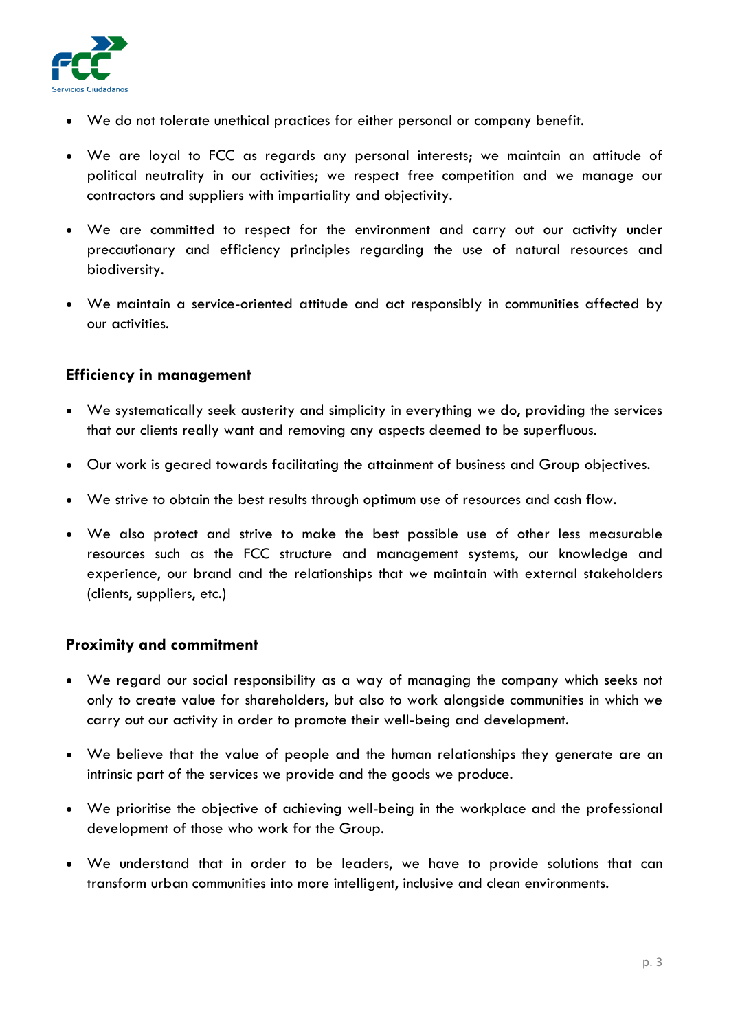- We do not tolerate unethical practices for either personal or company benefit.
- We are loyal to FCC as regards any personal interests; we maintain an attitude of political neutrality in our activities; we respect free competition and we manage our contractors and suppliers with impartiality and objectivity.
- We are committed to respect for the environment and carry out our activity under precautionary and efficiency principles regarding the use of natural resources and biodiversity.
- We maintain a service-oriented attitude and act responsibly in communities affected by our activities.

### Efficiency in management

- We systematically seek austerity and simplicity in everything we do, providing the services that our clients really want and removing any aspects deemed to be superfluous.
- Our work is geared towards facilitating the attainment of business and Group objectives.
- We strive to obtain the best results through optimum use of resources and cash flow.
- We also protect and strive to make the best possible use of other less measurable resources such as the FCC structure and management systems, our knowledge and experience, our brand and the relationships that we maintain with external stakeholders (clients, suppliers, etc.)

### Proximity and commitment

- We regard our social responsibility as a way of managing the company which seeks not only to create value for shareholders, but also to work alongside communities in which we carry out our activity in order to promote their well-being and development.
- We believe that the value of people and the human relationships they generate are an intrinsic part of the services we provide and the goods we produce.
- We prioritise the objective of achieving well-being in the workplace and the professional development of those who work for the Group.
- We understand that in order to be leaders, we have to provide solutions that can transform urban communities into more intelligent, inclusive and clean environments.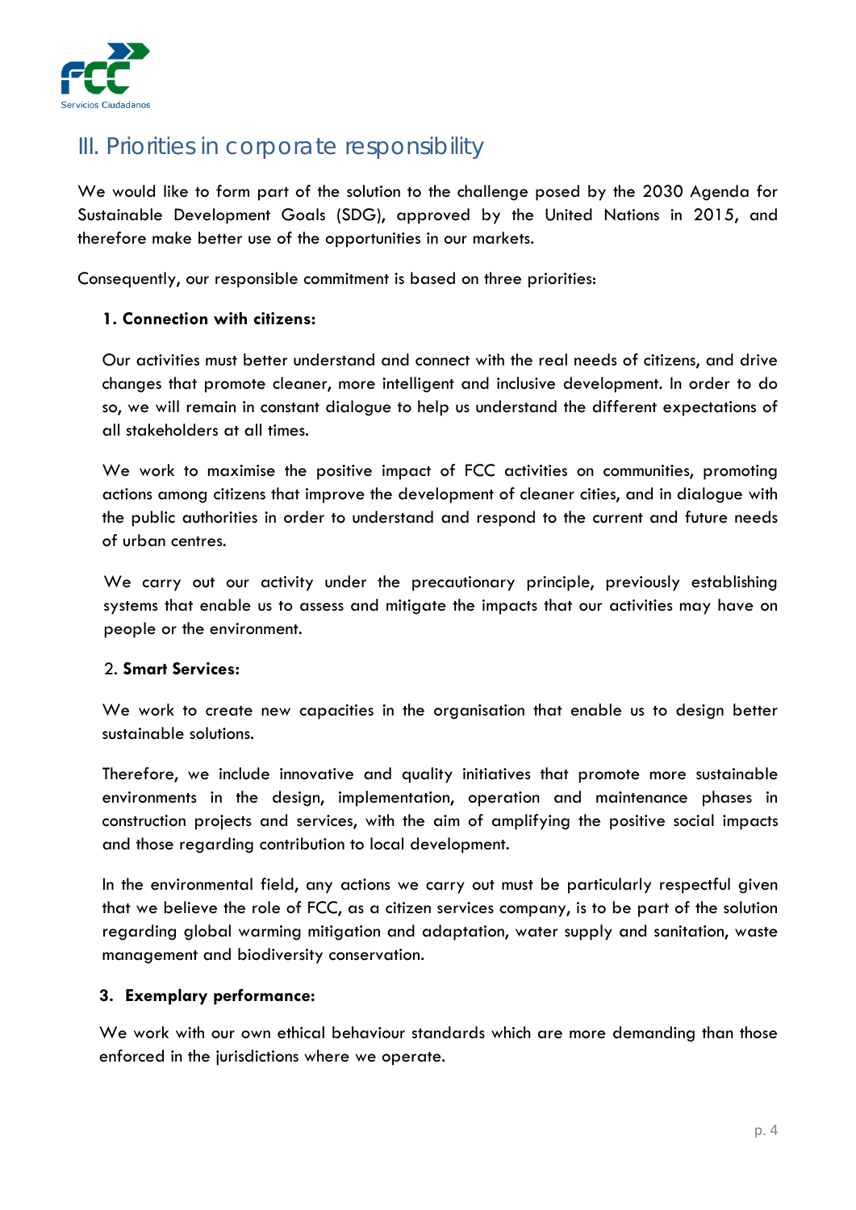## III. Priorities in corporate responsibility

We would like to form part of the solution to the challenge posed by the 2030 Agenda for Sustainable Development Goals (SDG), approved by the United Nations in 2015, and therefore make better use of the opportunities in our markets.

Consequently, our responsible commitment is based on three priorities:

**1. Connection with citizens:**

Our activities must better understand and connect with the real needs of citizens, and drive changes that promote cleaner, more intelligent and inclusive development. In order to do so, we will remain in constant dialogue to help us understand the different expectations of all stakeholders at all times.

We work to maximise the positive impact of FCC activities on communities, promoting actions among citizens that improve the development of cleaner cities, and in dialogue with the public authorities in order to understand and respond to the current and future needs of urban centres.

We carry out our activity under the precautionary principle, previously establishing systems that enable us to assess and mitigate the impacts that our activities may have on people or the environment.

2. **Smart Services:**

We work to create new capacities in the organisation that enable us to design better sustainable solutions.

Therefore, we include innovative and quality initiatives that promote more sustainable environments in the design, implementation, operation and maintenance phases in construction projects and services, with the aim of amplifying the positive social impacts and those regarding contribution to local development.

In the environmental field, any actions we carry out must be particularly respectful given that we believe the role of FCC, as a citizen services company, is to be part of the solution regarding global warming mitigation and adaptation, water supply and sanitation, waste management and biodiversity conservation.

**3. Exemplary performance:**

We work with our own ethical behaviour standards which are more demanding than those enforced in the jurisdictions where we operate.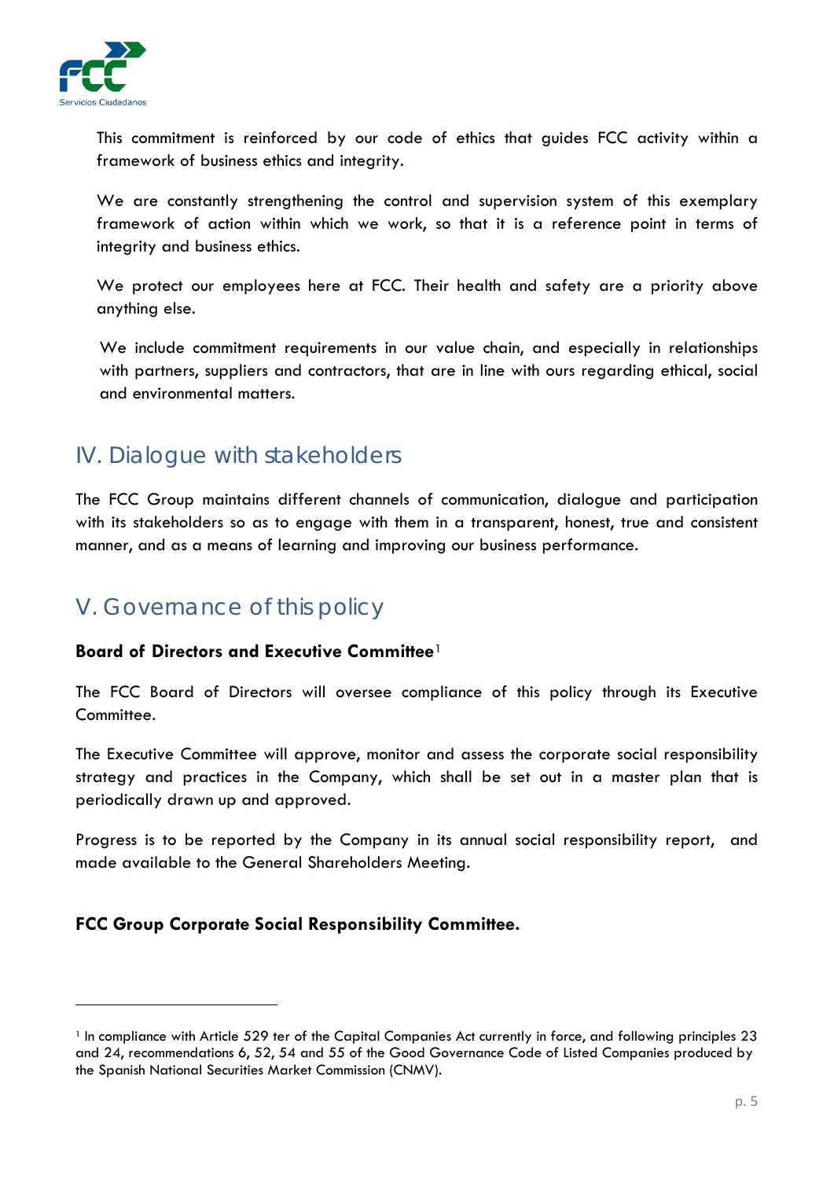This commitment is reinforced by our code of ethics that guides FCC activity within a framework of business ethics and integrity.

We are constantly strengthening the control and supervision system of this exemplary framework of action within which we work, so that it is a reference point in terms of integrity and business ethics.

We protect our employees here at FCC. Their health and safety are a priority above anything else.

We include commitment requirements in our value chain, and especially in relationships with partners, suppliers and contractors, that are in line with ours regarding ethical, social and environmental matters.

## IV. Dialogue with stakeholders

The FCC Group maintains different channels of communication, dialogue and participation with its stakeholders so as to engage with them in a transparent, honest, true and consistent manner, and as a means of learning and improving our business performance.

## V. Governance of this policy

**Board of Directors and Executive Committee**[1]

The FCC Board of Directors will oversee compliance of this policy through its Executive Committee.

The Executive Committee will approve, monitor and assess the corporate social responsibility strategy and practices in the Company, which shall be set out in a master plan that is periodically drawn up and approved.

Progress is to be reported by the Company in its annual social responsibility report, and made available to the General Shareholders Meeting.

**FCC Group Corporate Social Responsibility Committee.**

---

[1] In compliance with Article 529 ter of the Capital Companies Act currently in force, and following principles 23 and 24, recommendations 6, 52, 54 and 55 of the Good Governance Code of Listed Companies produced by the Spanish National Securities Market Commission (CNMV).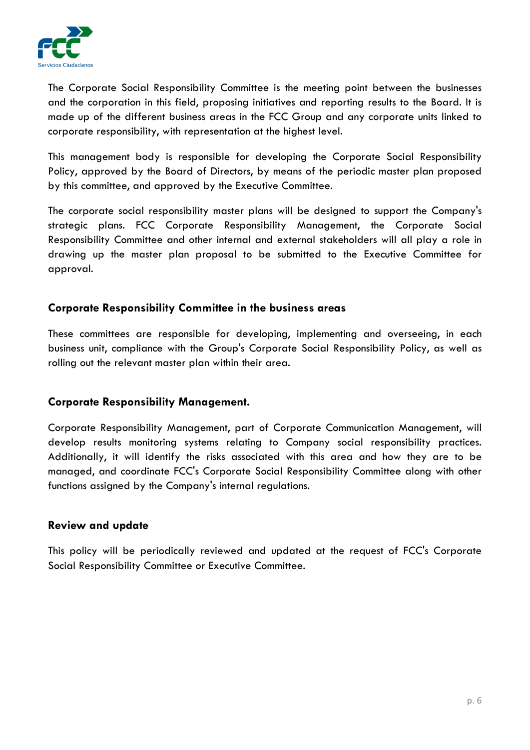The Corporate Social Responsibility Committee is the meeting point between the businesses and the corporation in this field, proposing initiatives and reporting results to the Board. It is made up of the different business areas in the FCC Group and any corporate units linked to corporate responsibility, with representation at the highest level.

This management body is responsible for developing the Corporate Social Responsibility Policy, approved by the Board of Directors, by means of the periodic master plan proposed by this committee, and approved by the Executive Committee.

The corporate social responsibility master plans will be designed to support the Company's strategic plans. FCC Corporate Responsibility Management, the Corporate Social Responsibility Committee and other internal and external stakeholders will all play a role in drawing up the master plan proposal to be submitted to the Executive Committee for approval.

### Corporate Responsibility Committee in the business areas

These committees are responsible for developing, implementing and overseeing, in each business unit, compliance with the Group's Corporate Social Responsibility Policy, as well as rolling out the relevant master plan within their area.

### Corporate Responsibility Management.

Corporate Responsibility Management, part of Corporate Communication Management, will develop results monitoring systems relating to Company social responsibility practices. Additionally, it will identify the risks associated with this area and how they are to be managed, and coordinate FCC's Corporate Social Responsibility Committee along with other functions assigned by the Company's internal regulations.

### Review and update

This policy will be periodically reviewed and updated at the request of FCC's Corporate Social Responsibility Committee or Executive Committee.